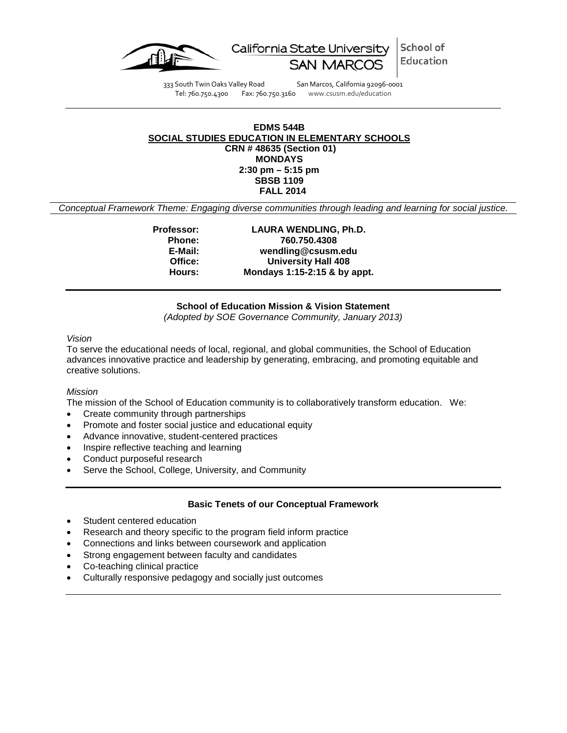California State University SAN MARCOS | School of Education

333 South Twin Oaks Valley Road San Marcos, California 92096-0001
Tel: 760.750.4300 Fax: 760.750.3160 www.csusm.edu/education

---

**EDMS 544B**
**SOCIAL STUDIES EDUCATION IN ELEMENTARY SCHOOLS**
**CRN # 48635 (Section 01)**
**MONDAYS**
**2:30 pm – 5:15 pm**
**SBSB 1109**
**FALL 2014**

*Conceptual Framework Theme: Engaging diverse communities through leading and learning for social justice.*

**Professor:** LAURA WENDLING, Ph.D.
**Phone:** 760.750.4308
**E-Mail:** wendling@csusm.edu
**Office:** University Hall 408
**Hours:** Mondays 1:15-2:15 & by appt.

---

**School of Education Mission & Vision Statement**
*(Adopted by SOE Governance Community, January 2013)*

*Vision*

To serve the educational needs of local, regional, and global communities, the School of Education advances innovative practice and leadership by generating, embracing, and promoting equitable and creative solutions.

*Mission*

The mission of the School of Education community is to collaboratively transform education. We:

- Create community through partnerships
- Promote and foster social justice and educational equity
- Advance innovative, student-centered practices
- Inspire reflective teaching and learning
- Conduct purposeful research
- Serve the School, College, University, and Community

---

**Basic Tenets of our Conceptual Framework**

- Student centered education
- Research and theory specific to the program field inform practice
- Connections and links between coursework and application
- Strong engagement between faculty and candidates
- Co-teaching clinical practice
- Culturally responsive pedagogy and socially just outcomes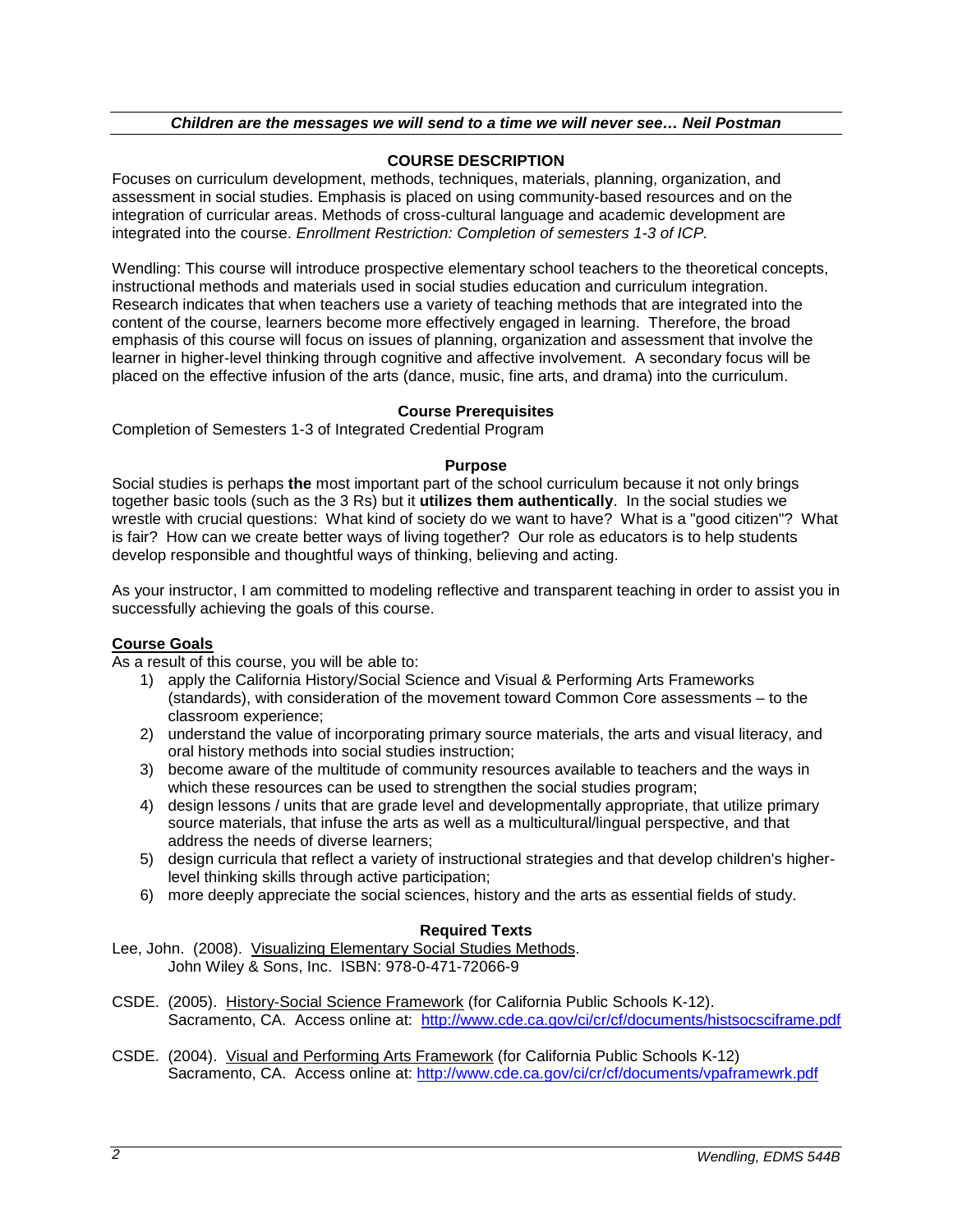***Children are the messages we will send to a time we will never see… Neil Postman***

## COURSE DESCRIPTION

Focuses on curriculum development, methods, techniques, materials, planning, organization, and assessment in social studies. Emphasis is placed on using community-based resources and on the integration of curricular areas. Methods of cross-cultural language and academic development are integrated into the course. *Enrollment Restriction: Completion of semesters 1-3 of ICP.*

Wendling: This course will introduce prospective elementary school teachers to the theoretical concepts, instructional methods and materials used in social studies education and curriculum integration. Research indicates that when teachers use a variety of teaching methods that are integrated into the content of the course, learners become more effectively engaged in learning. Therefore, the broad emphasis of this course will focus on issues of planning, organization and assessment that involve the learner in higher-level thinking through cognitive and affective involvement. A secondary focus will be placed on the effective infusion of the arts (dance, music, fine arts, and drama) into the curriculum.

### Course Prerequisites

Completion of Semesters 1-3 of Integrated Credential Program

### Purpose

Social studies is perhaps **the** most important part of the school curriculum because it not only brings together basic tools (such as the 3 Rs) but it **utilizes them authentically**. In the social studies we wrestle with crucial questions: What kind of society do we want to have? What is a "good citizen"? What is fair? How can we create better ways of living together? Our role as educators is to help students develop responsible and thoughtful ways of thinking, believing and acting.

As your instructor, I am committed to modeling reflective and transparent teaching in order to assist you in successfully achieving the goals of this course.

### Course Goals

As a result of this course, you will be able to:

1) apply the California History/Social Science and Visual & Performing Arts Frameworks (standards), with consideration of the movement toward Common Core assessments – to the classroom experience;
2) understand the value of incorporating primary source materials, the arts and visual literacy, and oral history methods into social studies instruction;
3) become aware of the multitude of community resources available to teachers and the ways in which these resources can be used to strengthen the social studies program;
4) design lessons / units that are grade level and developmentally appropriate, that utilize primary source materials, that infuse the arts as well as a multicultural/lingual perspective, and that address the needs of diverse learners;
5) design curricula that reflect a variety of instructional strategies and that develop children's higher-level thinking skills through active participation;
6) more deeply appreciate the social sciences, history and the arts as essential fields of study.

### Required Texts

Lee, John. (2008). Visualizing Elementary Social Studies Methods. John Wiley & Sons, Inc. ISBN: 978-0-471-72066-9

CSDE. (2005). History-Social Science Framework (for California Public Schools K-12). Sacramento, CA. Access online at: http://www.cde.ca.gov/ci/cr/cf/documents/histsocsciframe.pdf

CSDE. (2004). Visual and Performing Arts Framework (for California Public Schools K-12) Sacramento, CA. Access online at: http://www.cde.ca.gov/ci/cr/cf/documents/vpaframewrk.pdf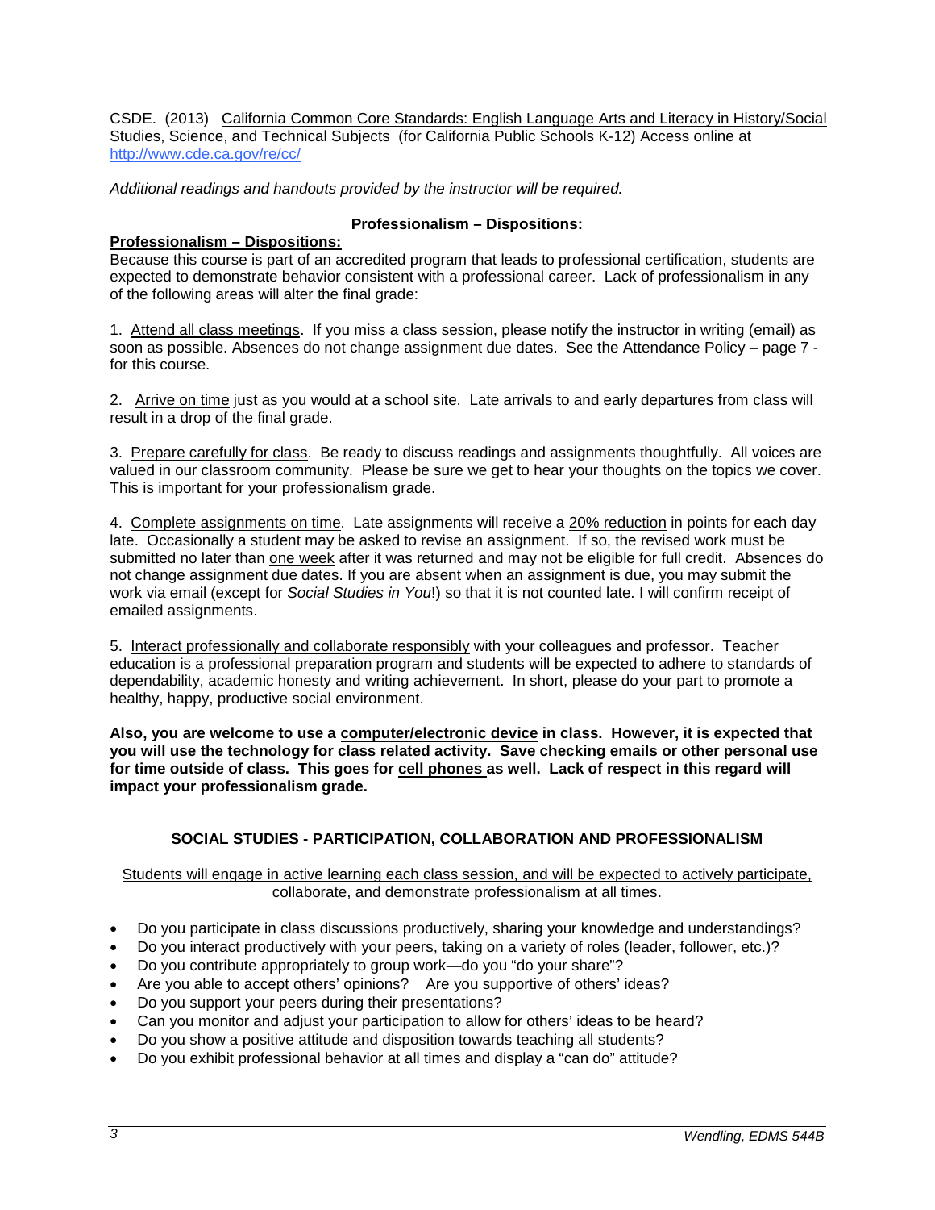CSDE. (2013) California Common Core Standards: English Language Arts and Literacy in History/Social Studies, Science, and Technical Subjects (for California Public Schools K-12) Access online at http://www.cde.ca.gov/re/cc/

*Additional readings and handouts provided by the instructor will be required.*

## Professionalism – Dispositions:

**Professionalism – Dispositions:**

Because this course is part of an accredited program that leads to professional certification, students are expected to demonstrate behavior consistent with a professional career. Lack of professionalism in any of the following areas will alter the final grade:

1. Attend all class meetings. If you miss a class session, please notify the instructor in writing (email) as soon as possible. Absences do not change assignment due dates. See the Attendance Policy – page 7 - for this course.

2. Arrive on time just as you would at a school site. Late arrivals to and early departures from class will result in a drop of the final grade.

3. Prepare carefully for class. Be ready to discuss readings and assignments thoughtfully. All voices are valued in our classroom community. Please be sure we get to hear your thoughts on the topics we cover. This is important for your professionalism grade.

4. Complete assignments on time. Late assignments will receive a 20% reduction in points for each day late. Occasionally a student may be asked to revise an assignment. If so, the revised work must be submitted no later than one week after it was returned and may not be eligible for full credit. Absences do not change assignment due dates. If you are absent when an assignment is due, you may submit the work via email (except for *Social Studies in You*!) so that it is not counted late. I will confirm receipt of emailed assignments.

5. Interact professionally and collaborate responsibly with your colleagues and professor. Teacher education is a professional preparation program and students will be expected to adhere to standards of dependability, academic honesty and writing achievement. In short, please do your part to promote a healthy, happy, productive social environment.

**Also, you are welcome to use a computer/electronic device in class. However, it is expected that you will use the technology for class related activity. Save checking emails or other personal use for time outside of class. This goes for cell phones as well. Lack of respect in this regard will impact your professionalism grade.**

## SOCIAL STUDIES - PARTICIPATION, COLLABORATION AND PROFESSIONALISM

Students will engage in active learning each class session, and will be expected to actively participate, collaborate, and demonstrate professionalism at all times.

- Do you participate in class discussions productively, sharing your knowledge and understandings?
- Do you interact productively with your peers, taking on a variety of roles (leader, follower, etc.)?
- Do you contribute appropriately to group work—do you "do your share"?
- Are you able to accept others' opinions? Are you supportive of others' ideas?
- Do you support your peers during their presentations?
- Can you monitor and adjust your participation to allow for others' ideas to be heard?
- Do you show a positive attitude and disposition towards teaching all students?
- Do you exhibit professional behavior at all times and display a "can do" attitude?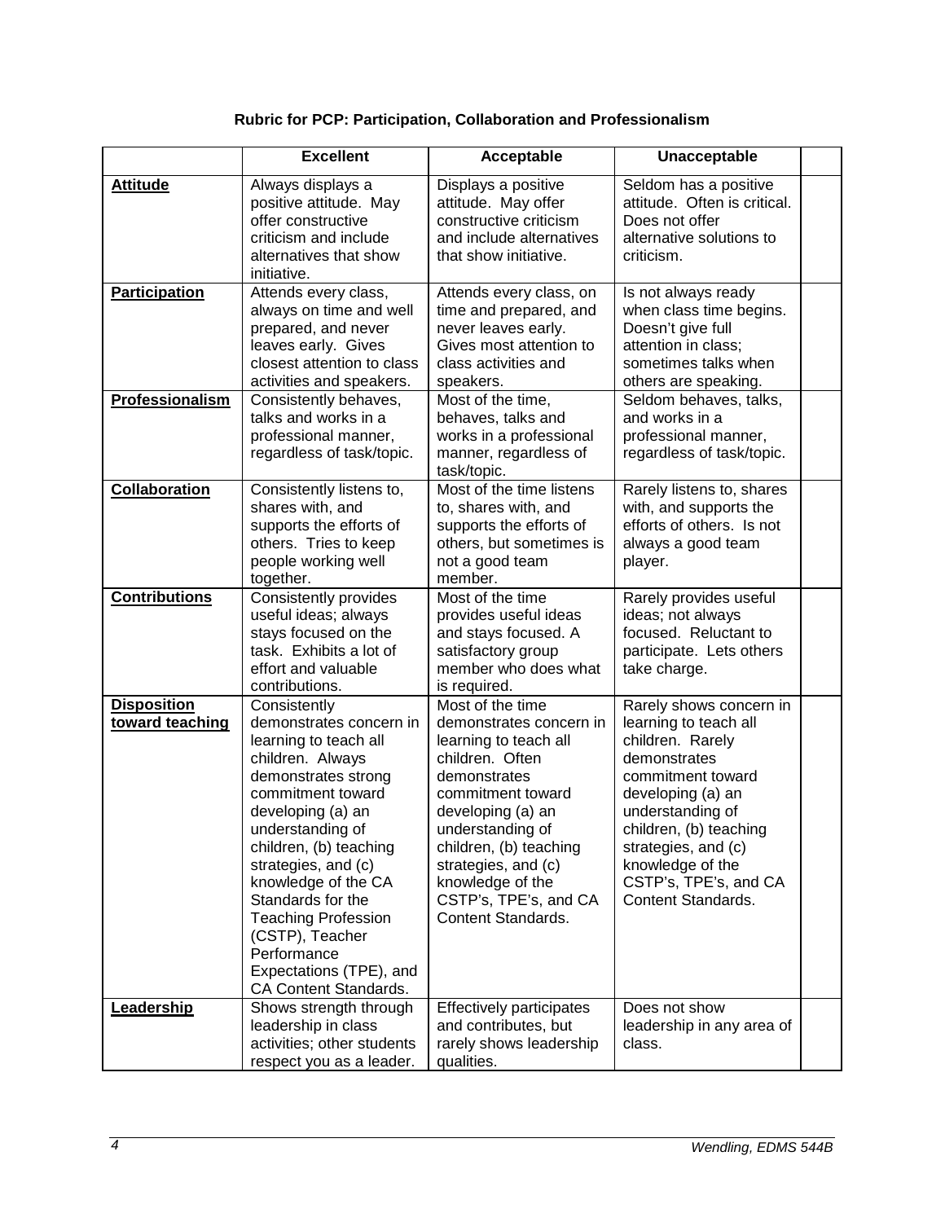**Rubric for PCP: Participation, Collaboration and Professionalism**

| | Excellent | Acceptable | Unacceptable | |
|---|---|---|---|---|
| **Attitude** | Always displays a positive attitude. May offer constructive criticism and include alternatives that show initiative. | Displays a positive attitude. May offer constructive criticism and include alternatives that show initiative. | Seldom has a positive attitude. Often is critical. Does not offer alternative solutions to criticism. | |
| **Participation** | Attends every class, always on time and well prepared, and never leaves early. Gives closest attention to class activities and speakers. | Attends every class, on time and prepared, and never leaves early. Gives most attention to class activities and speakers. | Is not always ready when class time begins. Doesn't give full attention in class; sometimes talks when others are speaking. | |
| **Professionalism** | Consistently behaves, talks and works in a professional manner, regardless of task/topic. | Most of the time, behaves, talks and works in a professional manner, regardless of task/topic. | Seldom behaves, talks, and works in a professional manner, regardless of task/topic. | |
| **Collaboration** | Consistently listens to, shares with, and supports the efforts of others. Tries to keep people working well together. | Most of the time listens to, shares with, and supports the efforts of others, but sometimes is not a good team member. | Rarely listens to, shares with, and supports the efforts of others. Is not always a good team player. | |
| **Contributions** | Consistently provides useful ideas; always stays focused on the task. Exhibits a lot of effort and valuable contributions. | Most of the time provides useful ideas and stays focused. A satisfactory group member who does what is required. | Rarely provides useful ideas; not always focused. Reluctant to participate. Lets others take charge. | |
| **Disposition toward teaching** | Consistently demonstrates concern in learning to teach all children. Always demonstrates strong commitment toward developing (a) an understanding of children, (b) teaching strategies, and (c) knowledge of the CA Standards for the Teaching Profession (CSTP), Teacher Performance Expectations (TPE), and CA Content Standards. | Most of the time demonstrates concern in learning to teach all children. Often demonstrates commitment toward developing (a) an understanding of children, (b) teaching strategies, and (c) knowledge of the CSTP's, TPE's, and CA Content Standards. | Rarely shows concern in learning to teach all children. Rarely demonstrates commitment toward developing (a) an understanding of children, (b) teaching strategies, and (c) knowledge of the CSTP's, TPE's, and CA Content Standards. | |
| **Leadership** | Shows strength through leadership in class activities; other students respect you as a leader. | Effectively participates and contributes, but rarely shows leadership qualities. | Does not show leadership in any area of class. | |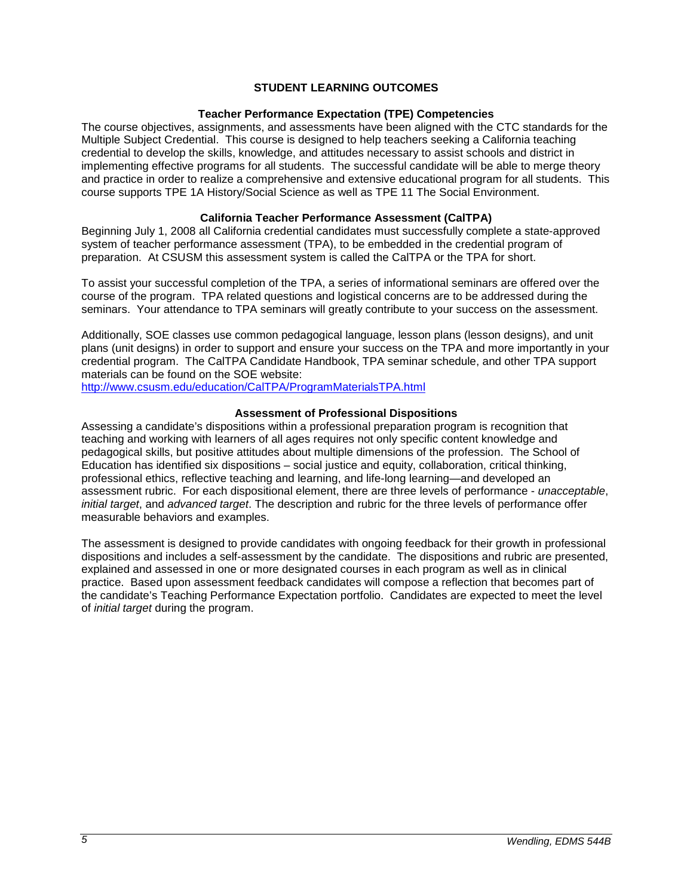## STUDENT LEARNING OUTCOMES

### Teacher Performance Expectation (TPE) Competencies

The course objectives, assignments, and assessments have been aligned with the CTC standards for the Multiple Subject Credential. This course is designed to help teachers seeking a California teaching credential to develop the skills, knowledge, and attitudes necessary to assist schools and district in implementing effective programs for all students. The successful candidate will be able to merge theory and practice in order to realize a comprehensive and extensive educational program for all students. This course supports TPE 1A History/Social Science as well as TPE 11 The Social Environment.

### California Teacher Performance Assessment (CalTPA)

Beginning July 1, 2008 all California credential candidates must successfully complete a state-approved system of teacher performance assessment (TPA), to be embedded in the credential program of preparation. At CSUSM this assessment system is called the CalTPA or the TPA for short.

To assist your successful completion of the TPA, a series of informational seminars are offered over the course of the program. TPA related questions and logistical concerns are to be addressed during the seminars. Your attendance to TPA seminars will greatly contribute to your success on the assessment.

Additionally, SOE classes use common pedagogical language, lesson plans (lesson designs), and unit plans (unit designs) in order to support and ensure your success on the TPA and more importantly in your credential program. The CalTPA Candidate Handbook, TPA seminar schedule, and other TPA support materials can be found on the SOE website:
http://www.csusm.edu/education/CalTPA/ProgramMaterialsTPA.html

### Assessment of Professional Dispositions

Assessing a candidate's dispositions within a professional preparation program is recognition that teaching and working with learners of all ages requires not only specific content knowledge and pedagogical skills, but positive attitudes about multiple dimensions of the profession. The School of Education has identified six dispositions – social justice and equity, collaboration, critical thinking, professional ethics, reflective teaching and learning, and life-long learning—and developed an assessment rubric. For each dispositional element, there are three levels of performance - *unacceptable*, *initial target*, and *advanced target*. The description and rubric for the three levels of performance offer measurable behaviors and examples.

The assessment is designed to provide candidates with ongoing feedback for their growth in professional dispositions and includes a self-assessment by the candidate. The dispositions and rubric are presented, explained and assessed in one or more designated courses in each program as well as in clinical practice. Based upon assessment feedback candidates will compose a reflection that becomes part of the candidate's Teaching Performance Expectation portfolio. Candidates are expected to meet the level of *initial target* during the program.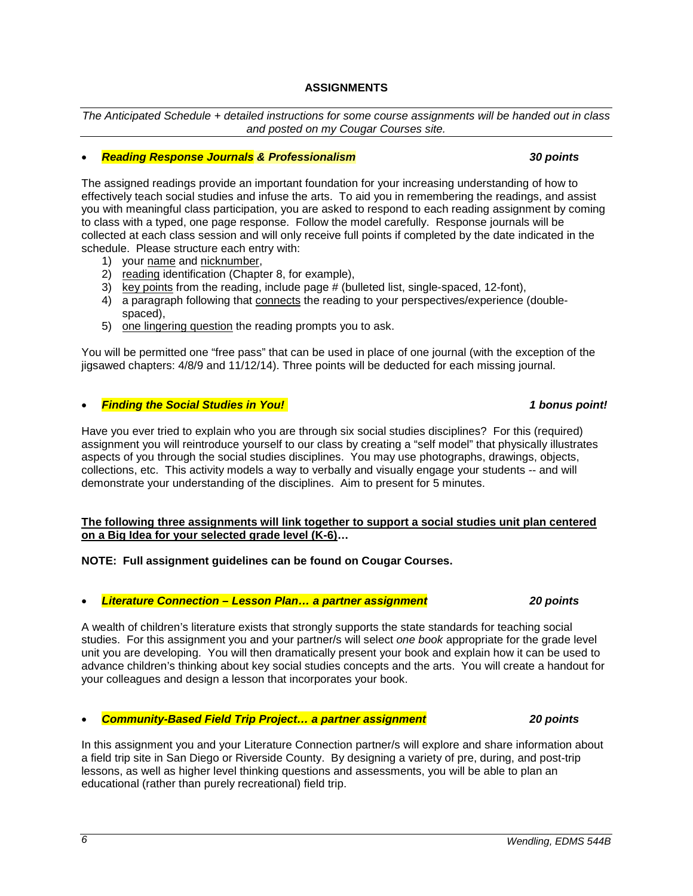## ASSIGNMENTS

*The Anticipated Schedule + detailed instructions for some course assignments will be handed out in class and posted on my Cougar Courses site.*

- ***Reading Response Journals & Professionalism*** **30 points**

The assigned readings provide an important foundation for your increasing understanding of how to effectively teach social studies and infuse the arts. To aid you in remembering the readings, and assist you with meaningful class participation, you are asked to respond to each reading assignment by coming to class with a typed, one page response. Follow the model carefully. Response journals will be collected at each class session and will only receive full points if completed by the date indicated in the schedule. Please structure each entry with:

1) your name and nicknumber,
2) reading identification (Chapter 8, for example),
3) key points from the reading, include page # (bulleted list, single-spaced, 12-font),
4) a paragraph following that connects the reading to your perspectives/experience (double-spaced),
5) one lingering question the reading prompts you to ask.

You will be permitted one "free pass" that can be used in place of one journal (with the exception of the jigsawed chapters: 4/8/9 and 11/12/14). Three points will be deducted for each missing journal.

- ***Finding the Social Studies in You!*** ***1 bonus point!***

Have you ever tried to explain who you are through six social studies disciplines? For this (required) assignment you will reintroduce yourself to our class by creating a "self model" that physically illustrates aspects of you through the social studies disciplines. You may use photographs, drawings, objects, collections, etc. This activity models a way to verbally and visually engage your students -- and will demonstrate your understanding of the disciplines. Aim to present for 5 minutes.

**The following three assignments will link together to support a social studies unit plan centered on a Big Idea for your selected grade level (K-6)…**

**NOTE: Full assignment guidelines can be found on Cougar Courses.**

- ***Literature Connection – Lesson Plan… a partner assignment*** ***20 points***

A wealth of children's literature exists that strongly supports the state standards for teaching social studies. For this assignment you and your partner/s will select *one book* appropriate for the grade level unit you are developing. You will then dramatically present your book and explain how it can be used to advance children's thinking about key social studies concepts and the arts. You will create a handout for your colleagues and design a lesson that incorporates your book.

- ***Community-Based Field Trip Project… a partner assignment*** ***20 points***

In this assignment you and your Literature Connection partner/s will explore and share information about a field trip site in San Diego or Riverside County. By designing a variety of pre, during, and post-trip lessons, as well as higher level thinking questions and assessments, you will be able to plan an educational (rather than purely recreational) field trip.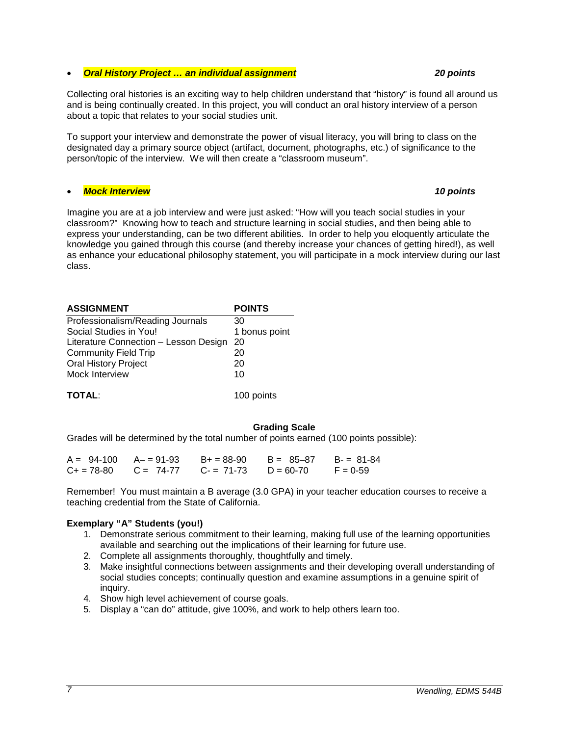- ***Oral History Project … an individual assignment*** ***20 points***

Collecting oral histories is an exciting way to help children understand that "history" is found all around us and is being continually created. In this project, you will conduct an oral history interview of a person about a topic that relates to your social studies unit.

To support your interview and demonstrate the power of visual literacy, you will bring to class on the designated day a primary source object (artifact, document, photographs, etc.) of significance to the person/topic of the interview. We will then create a "classroom museum".

- ***Mock Interview*** ***10 points***

Imagine you are at a job interview and were just asked: "How will you teach social studies in your classroom?" Knowing how to teach and structure learning in social studies, and then being able to express your understanding, can be two different abilities. In order to help you eloquently articulate the knowledge you gained through this course (and thereby increase your chances of getting hired!), as well as enhance your educational philosophy statement, you will participate in a mock interview during our last class.

| **ASSIGNMENT** | **POINTS** |
|---|---|
| Professionalism/Reading Journals | 30 |
| Social Studies in You! | 1 bonus point |
| Literature Connection – Lesson Design | 20 |
| Community Field Trip | 20 |
| Oral History Project | 20 |
| Mock Interview | 10 |
| **TOTAL**: | 100 points |

**Grading Scale**

Grades will be determined by the total number of points earned (100 points possible):

| | | | | |
|---|---|---|---|---|
| A = 94-100 | A– = 91-93 | B+ = 88-90 | B = 85–87 | B- = 81-84 |
| C+ = 78-80 | C = 74-77 | C- = 71-73 | D = 60-70 | F = 0-59 |

Remember! You must maintain a B average (3.0 GPA) in your teacher education courses to receive a teaching credential from the State of California.

**Exemplary "A" Students (you!)**

1. Demonstrate serious commitment to their learning, making full use of the learning opportunities available and searching out the implications of their learning for future use.
2. Complete all assignments thoroughly, thoughtfully and timely.
3. Make insightful connections between assignments and their developing overall understanding of social studies concepts; continually question and examine assumptions in a genuine spirit of inquiry.
4. Show high level achievement of course goals.
5. Display a "can do" attitude, give 100%, and work to help others learn too.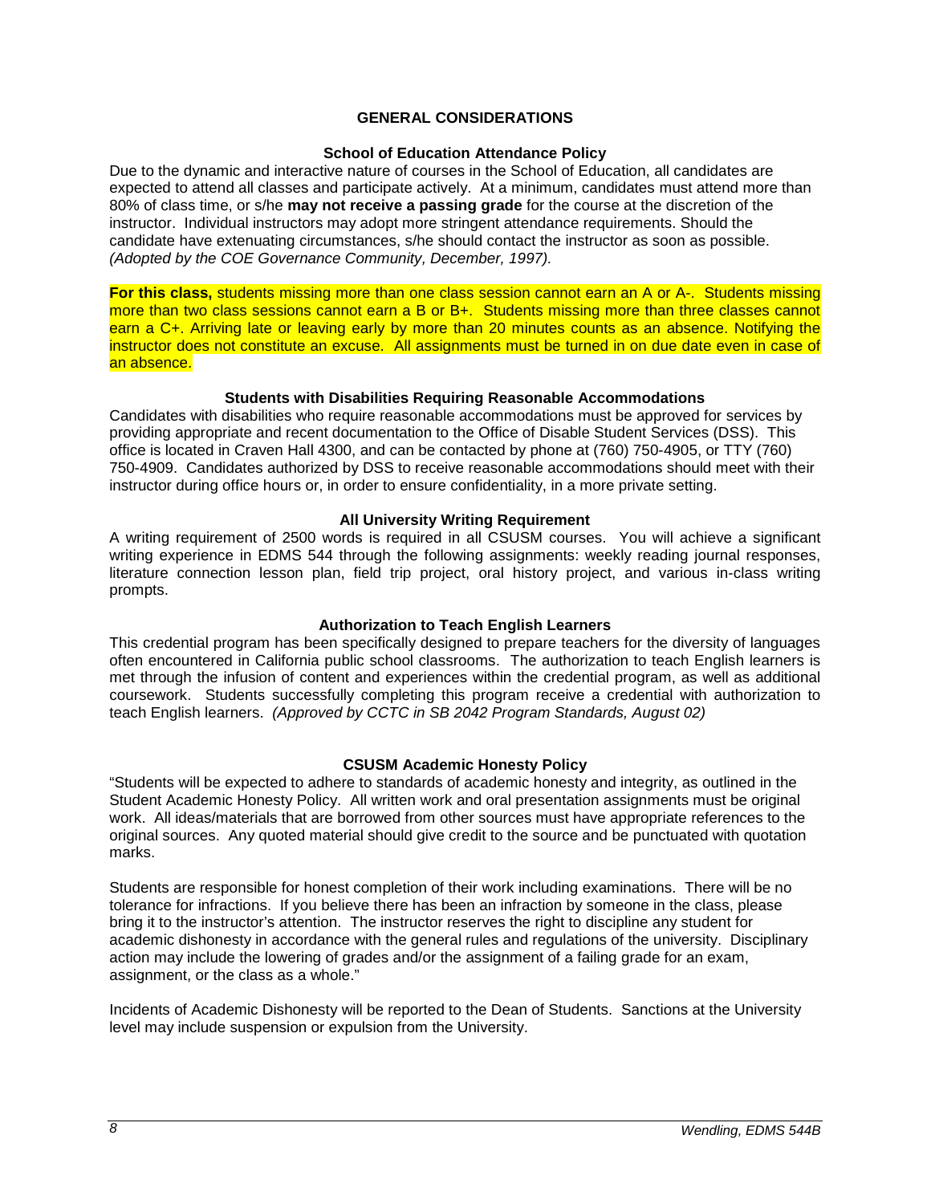## GENERAL CONSIDERATIONS

### School of Education Attendance Policy

Due to the dynamic and interactive nature of courses in the School of Education, all candidates are expected to attend all classes and participate actively. At a minimum, candidates must attend more than 80% of class time, or s/he **may not receive a passing grade** for the course at the discretion of the instructor. Individual instructors may adopt more stringent attendance requirements. Should the candidate have extenuating circumstances, s/he should contact the instructor as soon as possible. *(Adopted by the COE Governance Community, December, 1997).*

**For this class,** students missing more than one class session cannot earn an A or A-. Students missing more than two class sessions cannot earn a B or B+. Students missing more than three classes cannot earn a C+. Arriving late or leaving early by more than 20 minutes counts as an absence. Notifying the instructor does not constitute an excuse. All assignments must be turned in on due date even in case of an absence.

### Students with Disabilities Requiring Reasonable Accommodations

Candidates with disabilities who require reasonable accommodations must be approved for services by providing appropriate and recent documentation to the Office of Disable Student Services (DSS). This office is located in Craven Hall 4300, and can be contacted by phone at (760) 750-4905, or TTY (760) 750-4909. Candidates authorized by DSS to receive reasonable accommodations should meet with their instructor during office hours or, in order to ensure confidentiality, in a more private setting.

### All University Writing Requirement

A writing requirement of 2500 words is required in all CSUSM courses. You will achieve a significant writing experience in EDMS 544 through the following assignments: weekly reading journal responses, literature connection lesson plan, field trip project, oral history project, and various in-class writing prompts.

### Authorization to Teach English Learners

This credential program has been specifically designed to prepare teachers for the diversity of languages often encountered in California public school classrooms. The authorization to teach English learners is met through the infusion of content and experiences within the credential program, as well as additional coursework. Students successfully completing this program receive a credential with authorization to teach English learners. *(Approved by CCTC in SB 2042 Program Standards, August 02)*

### CSUSM Academic Honesty Policy

"Students will be expected to adhere to standards of academic honesty and integrity, as outlined in the Student Academic Honesty Policy. All written work and oral presentation assignments must be original work. All ideas/materials that are borrowed from other sources must have appropriate references to the original sources. Any quoted material should give credit to the source and be punctuated with quotation marks.

Students are responsible for honest completion of their work including examinations. There will be no tolerance for infractions. If you believe there has been an infraction by someone in the class, please bring it to the instructor's attention. The instructor reserves the right to discipline any student for academic dishonesty in accordance with the general rules and regulations of the university. Disciplinary action may include the lowering of grades and/or the assignment of a failing grade for an exam, assignment, or the class as a whole."

Incidents of Academic Dishonesty will be reported to the Dean of Students. Sanctions at the University level may include suspension or expulsion from the University.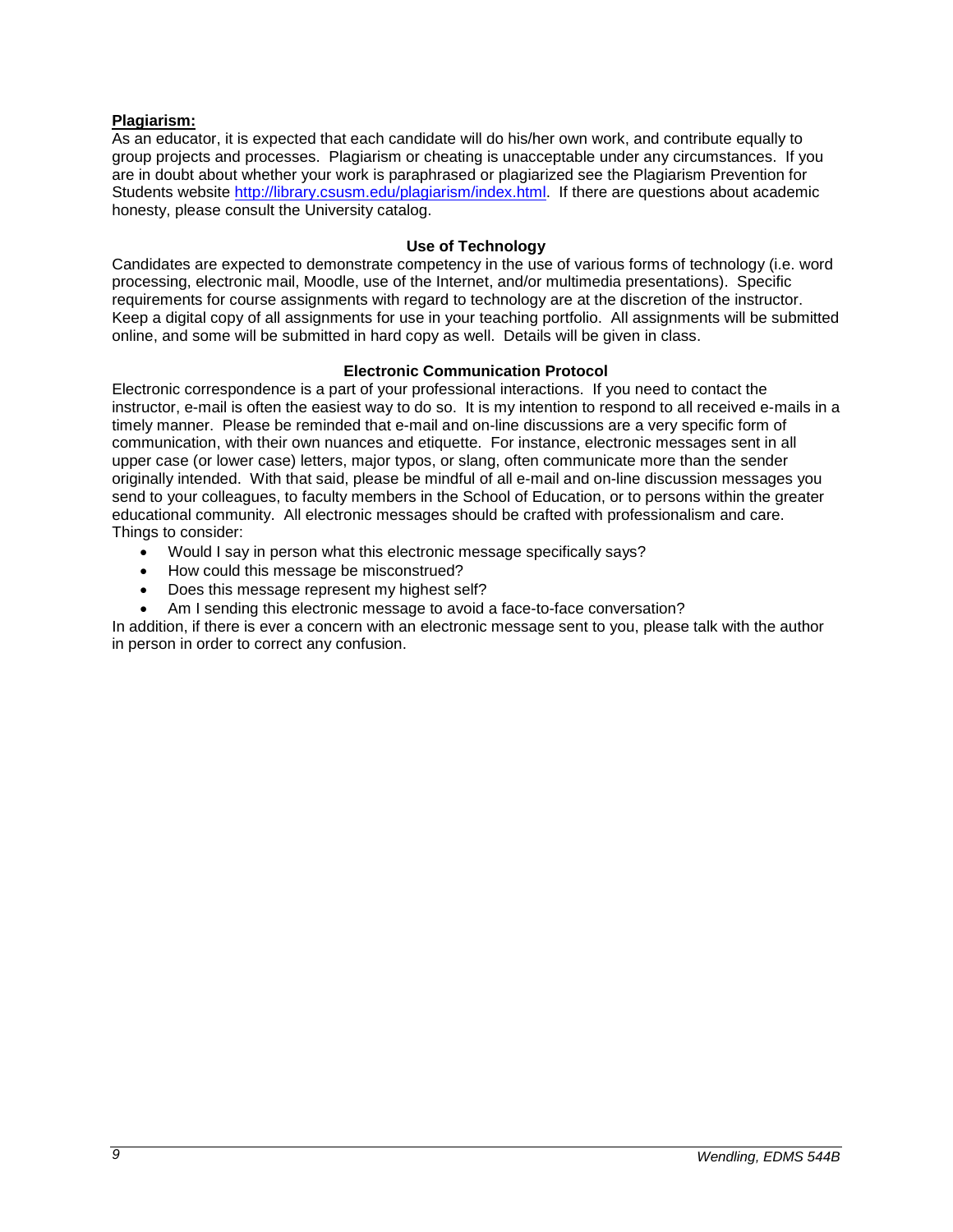**Plagiarism:**

As an educator, it is expected that each candidate will do his/her own work, and contribute equally to group projects and processes. Plagiarism or cheating is unacceptable under any circumstances. If you are in doubt about whether your work is paraphrased or plagiarized see the Plagiarism Prevention for Students website http://library.csusm.edu/plagiarism/index.html. If there are questions about academic honesty, please consult the University catalog.

**Use of Technology**

Candidates are expected to demonstrate competency in the use of various forms of technology (i.e. word processing, electronic mail, Moodle, use of the Internet, and/or multimedia presentations). Specific requirements for course assignments with regard to technology are at the discretion of the instructor. Keep a digital copy of all assignments for use in your teaching portfolio. All assignments will be submitted online, and some will be submitted in hard copy as well. Details will be given in class.

**Electronic Communication Protocol**

Electronic correspondence is a part of your professional interactions. If you need to contact the instructor, e-mail is often the easiest way to do so. It is my intention to respond to all received e-mails in a timely manner. Please be reminded that e-mail and on-line discussions are a very specific form of communication, with their own nuances and etiquette. For instance, electronic messages sent in all upper case (or lower case) letters, major typos, or slang, often communicate more than the sender originally intended. With that said, please be mindful of all e-mail and on-line discussion messages you send to your colleagues, to faculty members in the School of Education, or to persons within the greater educational community. All electronic messages should be crafted with professionalism and care.
Things to consider:

- Would I say in person what this electronic message specifically says?
- How could this message be misconstrued?
- Does this message represent my highest self?
- Am I sending this electronic message to avoid a face-to-face conversation?

In addition, if there is ever a concern with an electronic message sent to you, please talk with the author in person in order to correct any confusion.